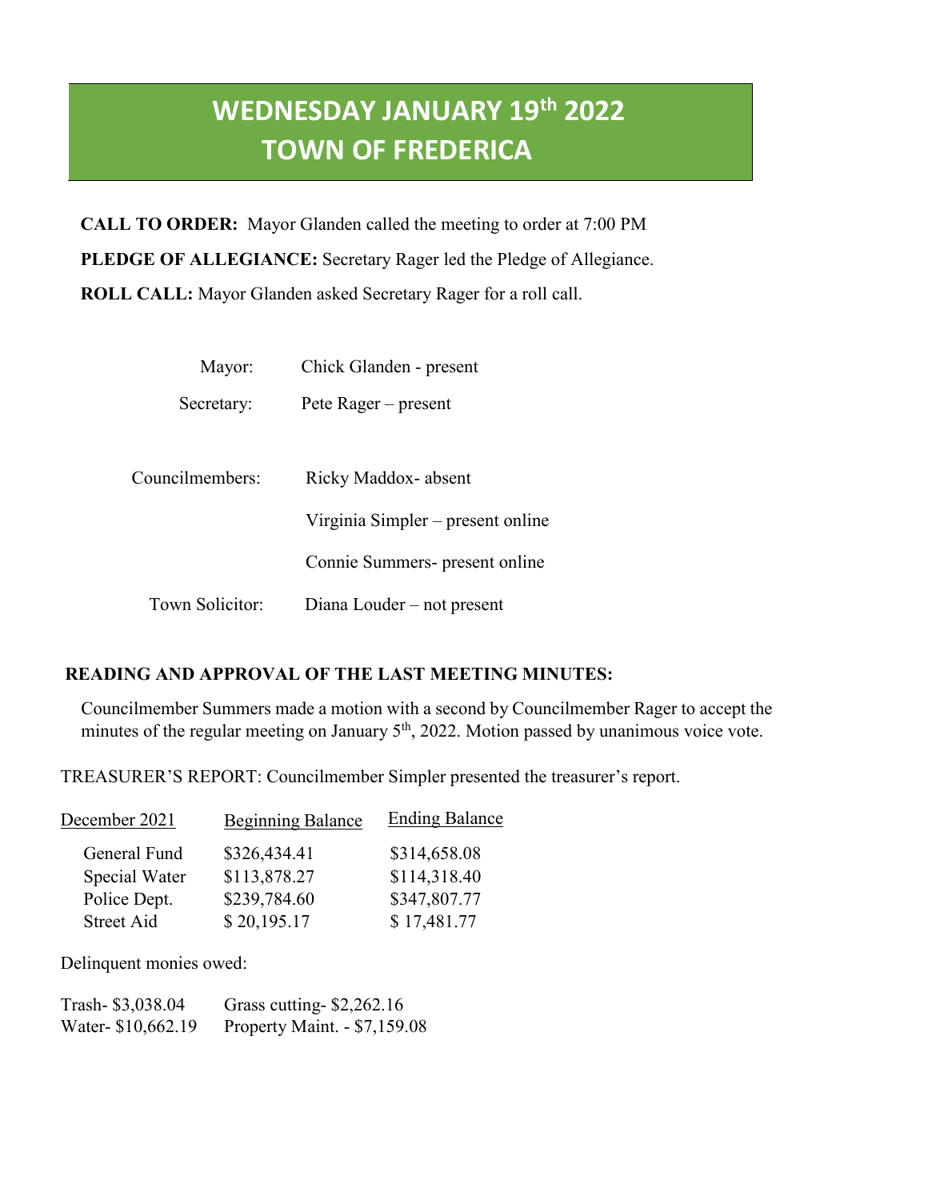# WEDNESDAY JANUARY 19th 2022
# TOWN OF FREDERICA

**CALL TO ORDER:** Mayor Glanden called the meeting to order at 7:00 PM

**PLEDGE OF ALLEGIANCE:** Secretary Rager led the Pledge of Allegiance.

**ROLL CALL:** Mayor Glanden asked Secretary Rager for a roll call.

| | |
|---|---|
| Mayor: | Chick Glanden - present |
| Secretary: | Pete Rager – present |
| Councilmembers: | Ricky Maddox- absent |
| | Virginia Simpler – present online |
| | Connie Summers- present online |
| Town Solicitor: | Diana Louder – not present |

**READING AND APPROVAL OF THE LAST MEETING MINUTES:**

Councilmember Summers made a motion with a second by Councilmember Rager to accept the minutes of the regular meeting on January 5th, 2022. Motion passed by unanimous voice vote.

TREASURER'S REPORT: Councilmember Simpler presented the treasurer's report.

| December 2021 | Beginning Balance | Ending Balance |
|---|---|---|
| General Fund | $326,434.41 | $314,658.08 |
| Special Water | $113,878.27 | $114,318.40 |
| Police Dept. | $239,784.60 | $347,807.77 |
| Street Aid | $ 20,195.17 | $ 17,481.77 |

Delinquent monies owed:

| | |
|---|---|
| Trash- $3,038.04 | Grass cutting- $2,262.16 |
| Water- $10,662.19 | Property Maint. - $7,159.08 |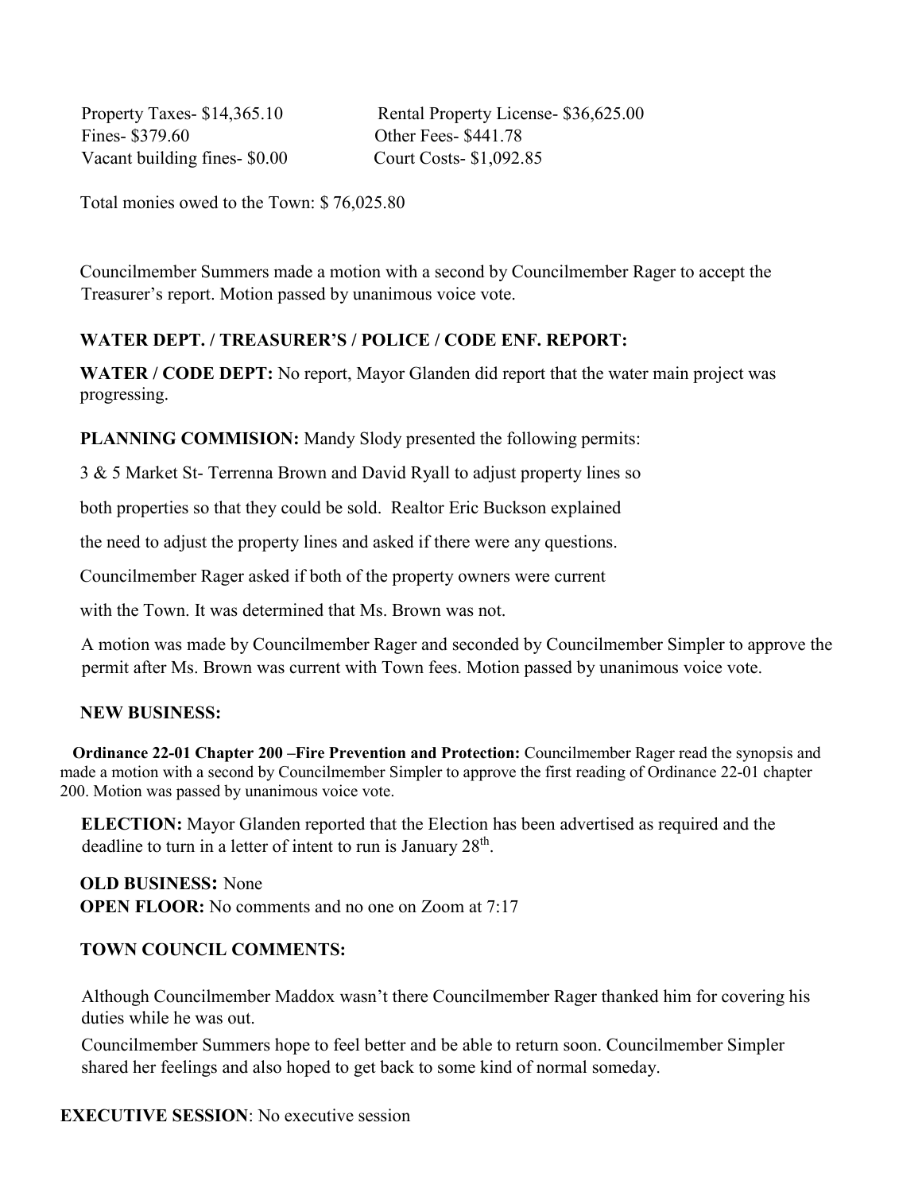Property Taxes- $14,365.10 Rental Property License- $36,625.00
Fines- $379.60 Other Fees- $441.78
Vacant building fines- $0.00 Court Costs- $1,092.85

Total monies owed to the Town: $ 76,025.80

Councilmember Summers made a motion with a second by Councilmember Rager to accept the Treasurer's report. Motion passed by unanimous voice vote.

**WATER DEPT. / TREASURER'S / POLICE / CODE ENF. REPORT:**

**WATER / CODE DEPT:** No report, Mayor Glanden did report that the water main project was progressing.

**PLANNING COMMISION:** Mandy Slody presented the following permits:

3 & 5 Market St- Terrenna Brown and David Ryall to adjust property lines so

both properties so that they could be sold. Realtor Eric Buckson explained

the need to adjust the property lines and asked if there were any questions.

Councilmember Rager asked if both of the property owners were current

with the Town. It was determined that Ms. Brown was not.

A motion was made by Councilmember Rager and seconded by Councilmember Simpler to approve the permit after Ms. Brown was current with Town fees. Motion passed by unanimous voice vote.

**NEW BUSINESS:**

**Ordinance 22-01 Chapter 200 –Fire Prevention and Protection:** Councilmember Rager read the synopsis and made a motion with a second by Councilmember Simpler to approve the first reading of Ordinance 22-01 chapter 200. Motion was passed by unanimous voice vote.

**ELECTION:** Mayor Glanden reported that the Election has been advertised as required and the deadline to turn in a letter of intent to run is January 28th.

**OLD BUSINESS:** None
**OPEN FLOOR:** No comments and no one on Zoom at 7:17

**TOWN COUNCIL COMMENTS:**

Although Councilmember Maddox wasn't there Councilmember Rager thanked him for covering his duties while he was out.

Councilmember Summers hope to feel better and be able to return soon. Councilmember Simpler shared her feelings and also hoped to get back to some kind of normal someday.

**EXECUTIVE SESSION**: No executive session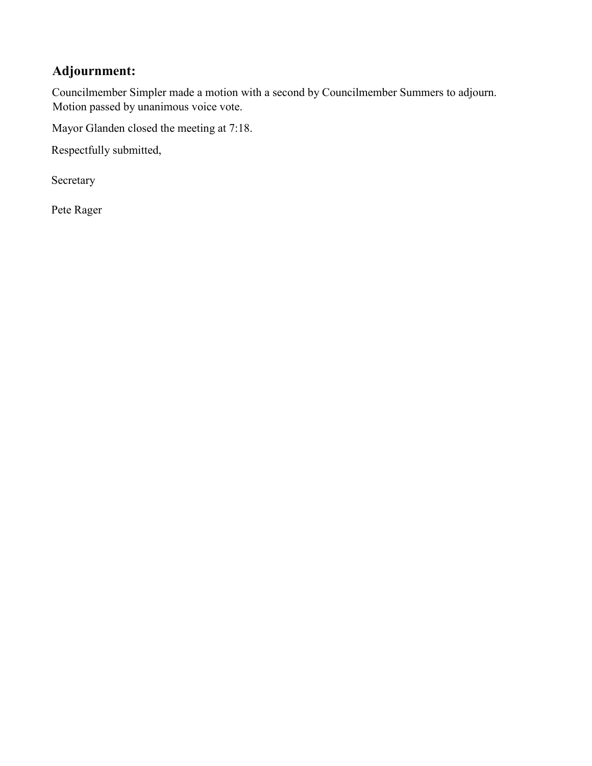## Adjournment:

Councilmember Simpler made a motion with a second by Councilmember Summers to adjourn. Motion passed by unanimous voice vote.

Mayor Glanden closed the meeting at 7:18.

Respectfully submitted,

Secretary

Pete Rager